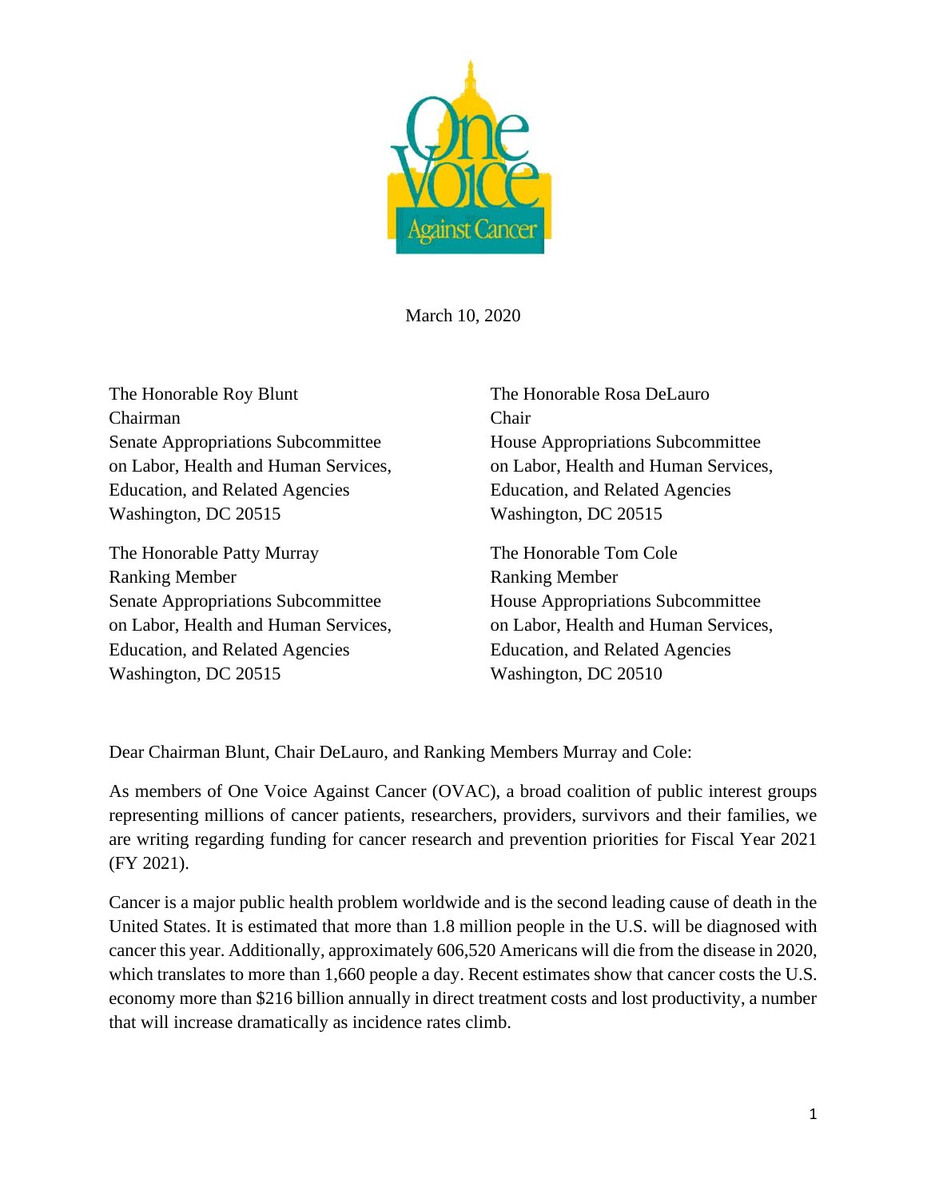March 10, 2020

The Honorable Roy Blunt
Chairman
Senate Appropriations Subcommittee
on Labor, Health and Human Services,
Education, and Related Agencies
Washington, DC 20515

The Honorable Rosa DeLauro
Chair
House Appropriations Subcommittee
on Labor, Health and Human Services,
Education, and Related Agencies
Washington, DC 20515

The Honorable Patty Murray
Ranking Member
Senate Appropriations Subcommittee
on Labor, Health and Human Services,
Education, and Related Agencies
Washington, DC 20515

The Honorable Tom Cole
Ranking Member
House Appropriations Subcommittee
on Labor, Health and Human Services,
Education, and Related Agencies
Washington, DC 20510

Dear Chairman Blunt, Chair DeLauro, and Ranking Members Murray and Cole:

As members of One Voice Against Cancer (OVAC), a broad coalition of public interest groups representing millions of cancer patients, researchers, providers, survivors and their families, we are writing regarding funding for cancer research and prevention priorities for Fiscal Year 2021 (FY 2021).

Cancer is a major public health problem worldwide and is the second leading cause of death in the United States. It is estimated that more than 1.8 million people in the U.S. will be diagnosed with cancer this year. Additionally, approximately 606,520 Americans will die from the disease in 2020, which translates to more than 1,660 people a day. Recent estimates show that cancer costs the U.S. economy more than $216 billion annually in direct treatment costs and lost productivity, a number that will increase dramatically as incidence rates climb.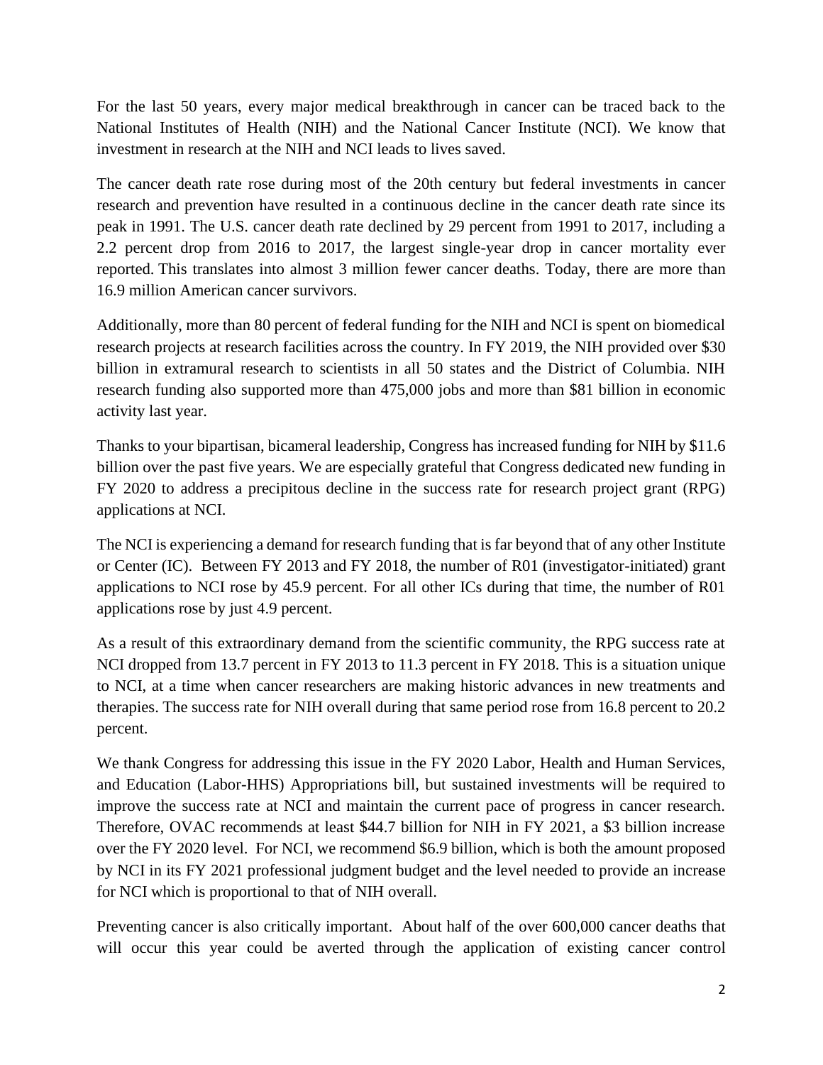For the last 50 years, every major medical breakthrough in cancer can be traced back to the National Institutes of Health (NIH) and the National Cancer Institute (NCI). We know that investment in research at the NIH and NCI leads to lives saved.

The cancer death rate rose during most of the 20th century but federal investments in cancer research and prevention have resulted in a continuous decline in the cancer death rate since its peak in 1991. The U.S. cancer death rate declined by 29 percent from 1991 to 2017, including a 2.2 percent drop from 2016 to 2017, the largest single-year drop in cancer mortality ever reported. This translates into almost 3 million fewer cancer deaths. Today, there are more than 16.9 million American cancer survivors.

Additionally, more than 80 percent of federal funding for the NIH and NCI is spent on biomedical research projects at research facilities across the country. In FY 2019, the NIH provided over $30 billion in extramural research to scientists in all 50 states and the District of Columbia. NIH research funding also supported more than 475,000 jobs and more than $81 billion in economic activity last year.

Thanks to your bipartisan, bicameral leadership, Congress has increased funding for NIH by $11.6 billion over the past five years. We are especially grateful that Congress dedicated new funding in FY 2020 to address a precipitous decline in the success rate for research project grant (RPG) applications at NCI.

The NCI is experiencing a demand for research funding that is far beyond that of any other Institute or Center (IC). Between FY 2013 and FY 2018, the number of R01 (investigator-initiated) grant applications to NCI rose by 45.9 percent. For all other ICs during that time, the number of R01 applications rose by just 4.9 percent.

As a result of this extraordinary demand from the scientific community, the RPG success rate at NCI dropped from 13.7 percent in FY 2013 to 11.3 percent in FY 2018. This is a situation unique to NCI, at a time when cancer researchers are making historic advances in new treatments and therapies. The success rate for NIH overall during that same period rose from 16.8 percent to 20.2 percent.

We thank Congress for addressing this issue in the FY 2020 Labor, Health and Human Services, and Education (Labor-HHS) Appropriations bill, but sustained investments will be required to improve the success rate at NCI and maintain the current pace of progress in cancer research. Therefore, OVAC recommends at least $44.7 billion for NIH in FY 2021, a $3 billion increase over the FY 2020 level. For NCI, we recommend $6.9 billion, which is both the amount proposed by NCI in its FY 2021 professional judgment budget and the level needed to provide an increase for NCI which is proportional to that of NIH overall.

Preventing cancer is also critically important. About half of the over 600,000 cancer deaths that will occur this year could be averted through the application of existing cancer control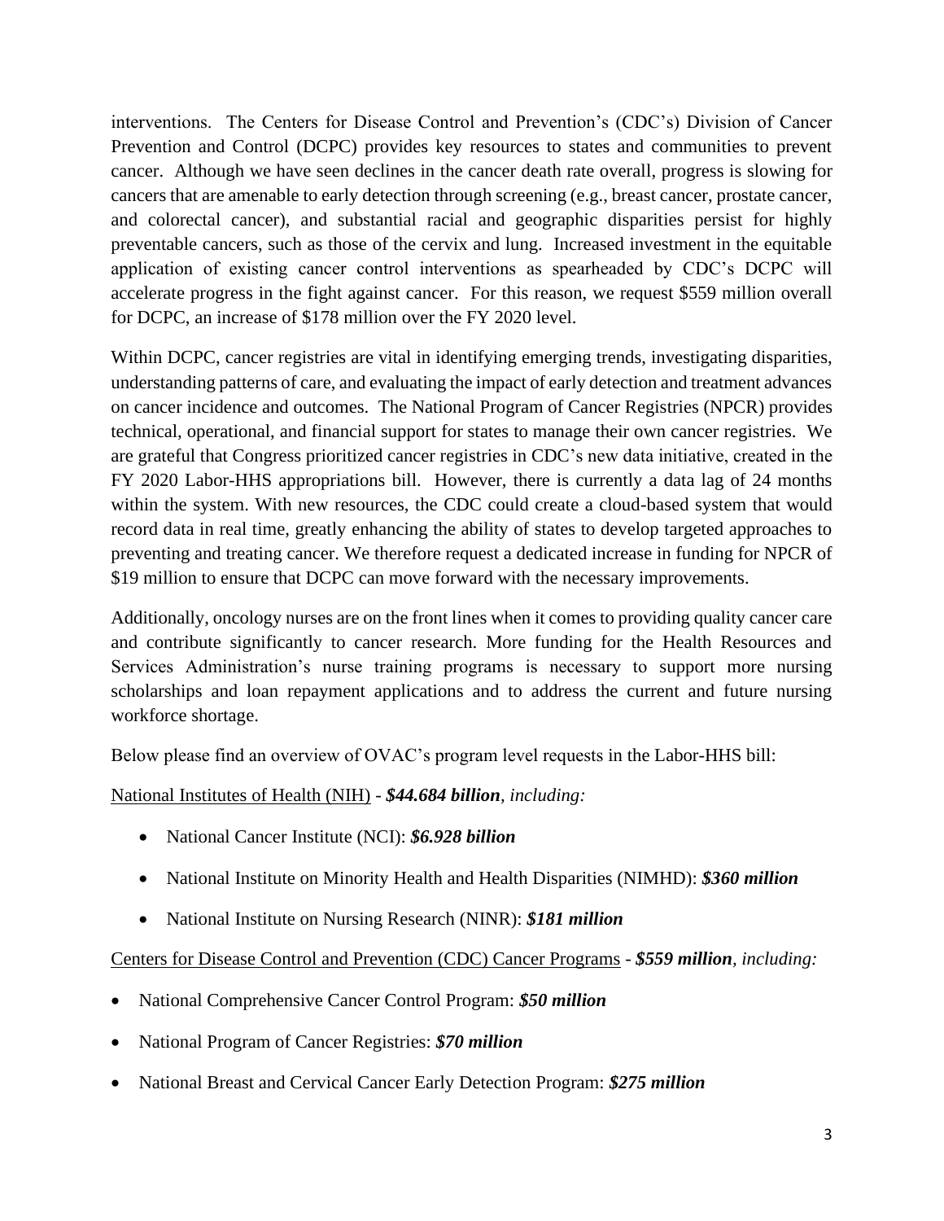interventions. The Centers for Disease Control and Prevention's (CDC's) Division of Cancer Prevention and Control (DCPC) provides key resources to states and communities to prevent cancer. Although we have seen declines in the cancer death rate overall, progress is slowing for cancers that are amenable to early detection through screening (e.g., breast cancer, prostate cancer, and colorectal cancer), and substantial racial and geographic disparities persist for highly preventable cancers, such as those of the cervix and lung. Increased investment in the equitable application of existing cancer control interventions as spearheaded by CDC's DCPC will accelerate progress in the fight against cancer. For this reason, we request $559 million overall for DCPC, an increase of $178 million over the FY 2020 level.

Within DCPC, cancer registries are vital in identifying emerging trends, investigating disparities, understanding patterns of care, and evaluating the impact of early detection and treatment advances on cancer incidence and outcomes. The National Program of Cancer Registries (NPCR) provides technical, operational, and financial support for states to manage their own cancer registries. We are grateful that Congress prioritized cancer registries in CDC's new data initiative, created in the FY 2020 Labor-HHS appropriations bill. However, there is currently a data lag of 24 months within the system. With new resources, the CDC could create a cloud-based system that would record data in real time, greatly enhancing the ability of states to develop targeted approaches to preventing and treating cancer. We therefore request a dedicated increase in funding for NPCR of $19 million to ensure that DCPC can move forward with the necessary improvements.

Additionally, oncology nurses are on the front lines when it comes to providing quality cancer care and contribute significantly to cancer research. More funding for the Health Resources and Services Administration's nurse training programs is necessary to support more nursing scholarships and loan repayment applications and to address the current and future nursing workforce shortage.

Below please find an overview of OVAC's program level requests in the Labor-HHS bill:

<u>National Institutes of Health (NIH)</u> - ***$44.684 billion****, including:*

- National Cancer Institute (NCI): ***$6.928 billion***
- National Institute on Minority Health and Health Disparities (NIMHD): ***$360 million***
- National Institute on Nursing Research (NINR): ***$181 million***

<u>Centers for Disease Control and Prevention (CDC) Cancer Programs</u> - ***$559 million****, including:*

- National Comprehensive Cancer Control Program: ***$50 million***
- National Program of Cancer Registries: ***$70 million***
- National Breast and Cervical Cancer Early Detection Program: ***$275 million***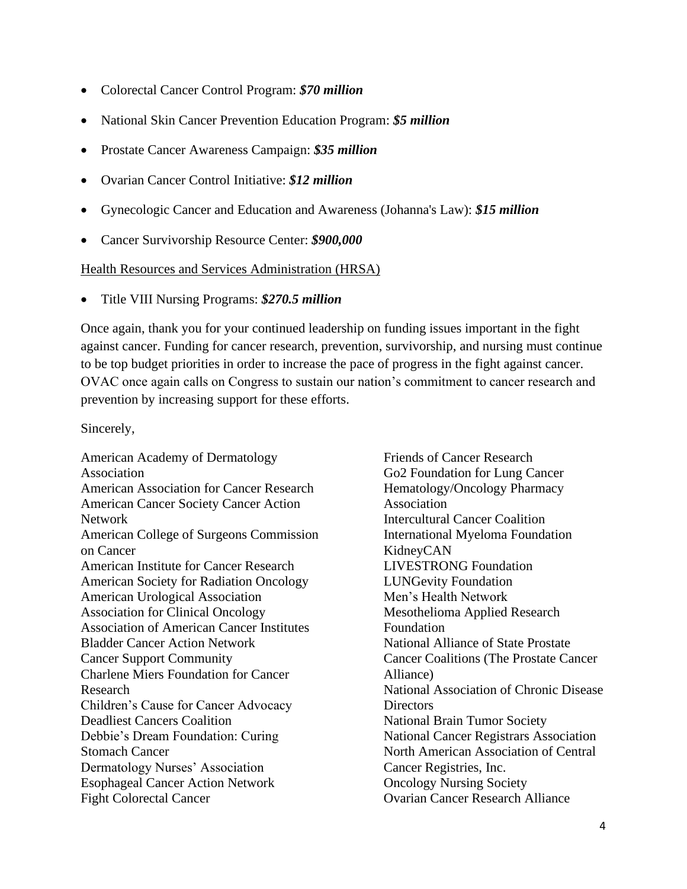- Colorectal Cancer Control Program: ***$70 million***
- National Skin Cancer Prevention Education Program: ***$5 million***
- Prostate Cancer Awareness Campaign: ***$35 million***
- Ovarian Cancer Control Initiative: ***$12 million***
- Gynecologic Cancer and Education and Awareness (Johanna's Law): ***$15 million***
- Cancer Survivorship Resource Center: ***$900,000***

<u>Health Resources and Services Administration (HRSA)</u>

- Title VIII Nursing Programs: ***$270.5 million***

Once again, thank you for your continued leadership on funding issues important in the fight against cancer. Funding for cancer research, prevention, survivorship, and nursing must continue to be top budget priorities in order to increase the pace of progress in the fight against cancer. OVAC once again calls on Congress to sustain our nation's commitment to cancer research and prevention by increasing support for these efforts.

Sincerely,

American Academy of Dermatology Association
American Association for Cancer Research
American Cancer Society Cancer Action Network
American College of Surgeons Commission on Cancer
American Institute for Cancer Research
American Society for Radiation Oncology
American Urological Association
Association for Clinical Oncology
Association of American Cancer Institutes
Bladder Cancer Action Network
Cancer Support Community
Charlene Miers Foundation for Cancer Research
Children's Cause for Cancer Advocacy
Deadliest Cancers Coalition
Debbie's Dream Foundation: Curing Stomach Cancer
Dermatology Nurses' Association
Esophageal Cancer Action Network
Fight Colorectal Cancer
Friends of Cancer Research
Go2 Foundation for Lung Cancer
Hematology/Oncology Pharmacy Association
Intercultural Cancer Coalition
International Myeloma Foundation
KidneyCAN
LIVESTRONG Foundation
LUNGevity Foundation
Men's Health Network
Mesothelioma Applied Research Foundation
National Alliance of State Prostate Cancer Coalitions (The Prostate Cancer Alliance)
National Association of Chronic Disease Directors
National Brain Tumor Society
National Cancer Registrars Association
North American Association of Central Cancer Registries, Inc.
Oncology Nursing Society
Ovarian Cancer Research Alliance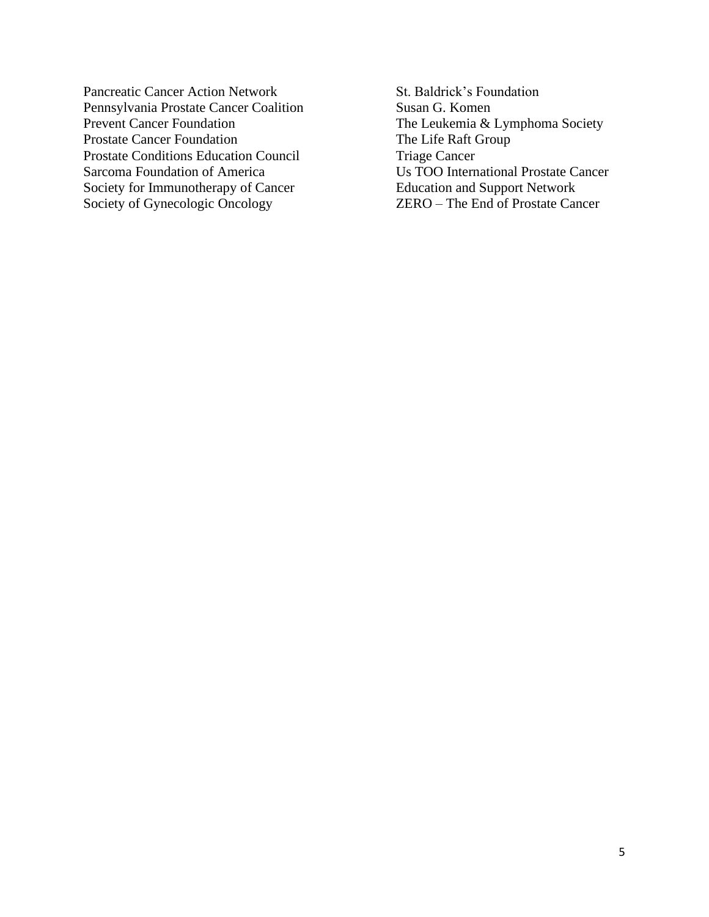Pancreatic Cancer Action Network
Pennsylvania Prostate Cancer Coalition
Prevent Cancer Foundation
Prostate Cancer Foundation
Prostate Conditions Education Council
Sarcoma Foundation of America
Society for Immunotherapy of Cancer
Society of Gynecologic Oncology
St. Baldrick's Foundation
Susan G. Komen
The Leukemia & Lymphoma Society
The Life Raft Group
Triage Cancer
Us TOO International Prostate Cancer Education and Support Network
ZERO – The End of Prostate Cancer